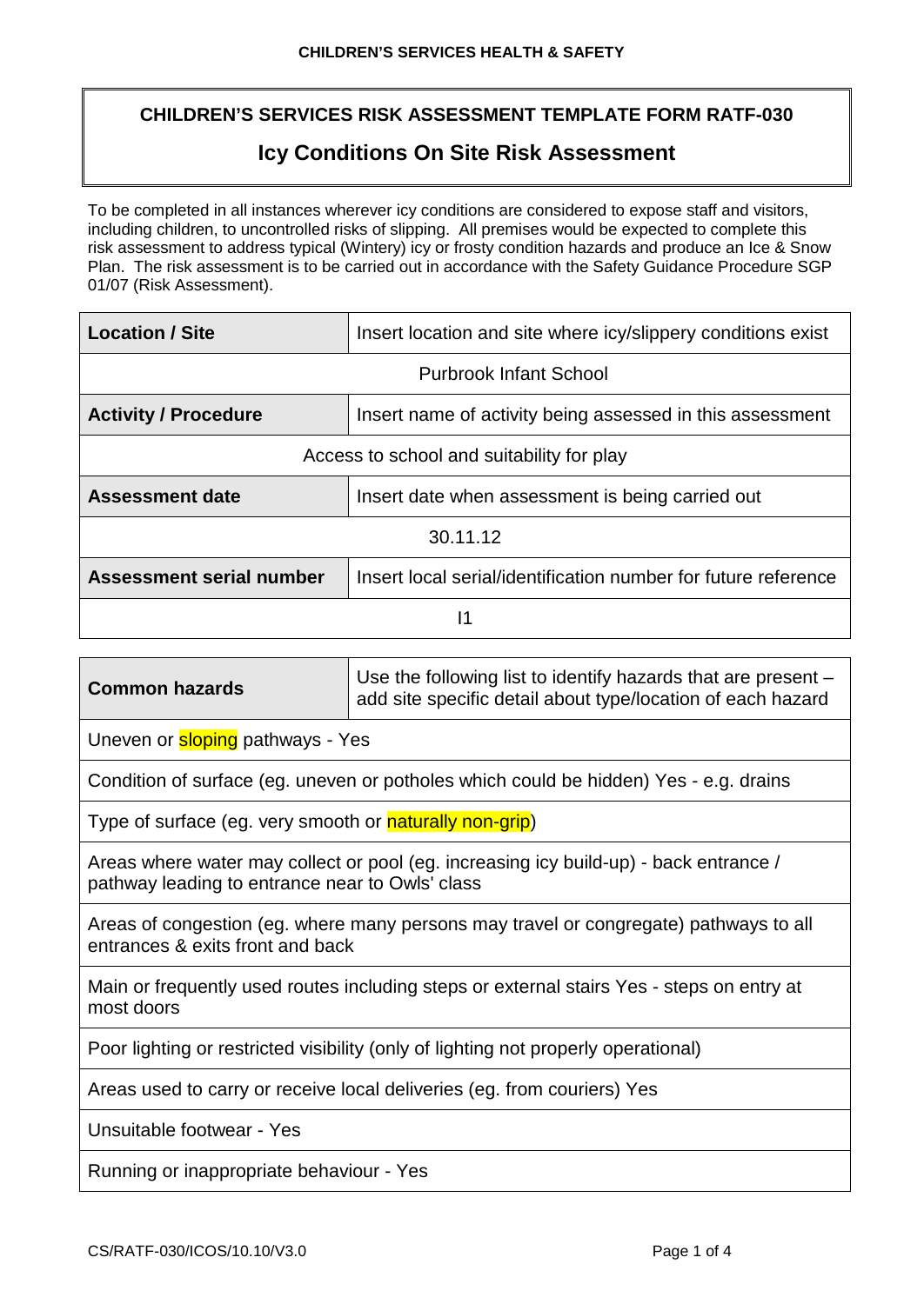**CHILDREN'S SERVICES HEALTH & SAFETY**

## CHILDREN'S SERVICES RISK ASSESSMENT TEMPLATE FORM RATF-030

## Icy Conditions On Site Risk Assessment

To be completed in all instances wherever icy conditions are considered to expose staff and visitors, including children, to uncontrolled risks of slipping. All premises would be expected to complete this risk assessment to address typical (Wintery) icy or frosty condition hazards and produce an Ice & Snow Plan. The risk assessment is to be carried out in accordance with the Safety Guidance Procedure SGP 01/07 (Risk Assessment).

| | |
|---|---|
| **Location / Site** | Insert location and site where icy/slippery conditions exist |
| Purbrook Infant School | |
| **Activity / Procedure** | Insert name of activity being assessed in this assessment |
| Access to school and suitability for play | |
| **Assessment date** | Insert date when assessment is being carried out |
| 30.11.12 | |
| **Assessment serial number** | Insert local serial/identification number for future reference |
| I1 | |

| **Common hazards** | Use the following list to identify hazards that are present – add site specific detail about type/location of each hazard |
|---|---|
| Uneven or sloping pathways - Yes | |
| Condition of surface (eg. uneven or potholes which could be hidden) Yes - e.g. drains | |
| Type of surface (eg. very smooth or naturally non-grip) | |
| Areas where water may collect or pool (eg. increasing icy build-up) - back entrance / pathway leading to entrance near to Owls' class | |
| Areas of congestion (eg. where many persons may travel or congregate) pathways to all entrances & exits front and back | |
| Main or frequently used routes including steps or external stairs Yes - steps on entry at most doors | |
| Poor lighting or restricted visibility (only of lighting not properly operational) | |
| Areas used to carry or receive local deliveries (eg. from couriers) Yes | |
| Unsuitable footwear - Yes | |
| Running or inappropriate behaviour - Yes | |

CS/RATF-030/ICOS/10.10/V3.0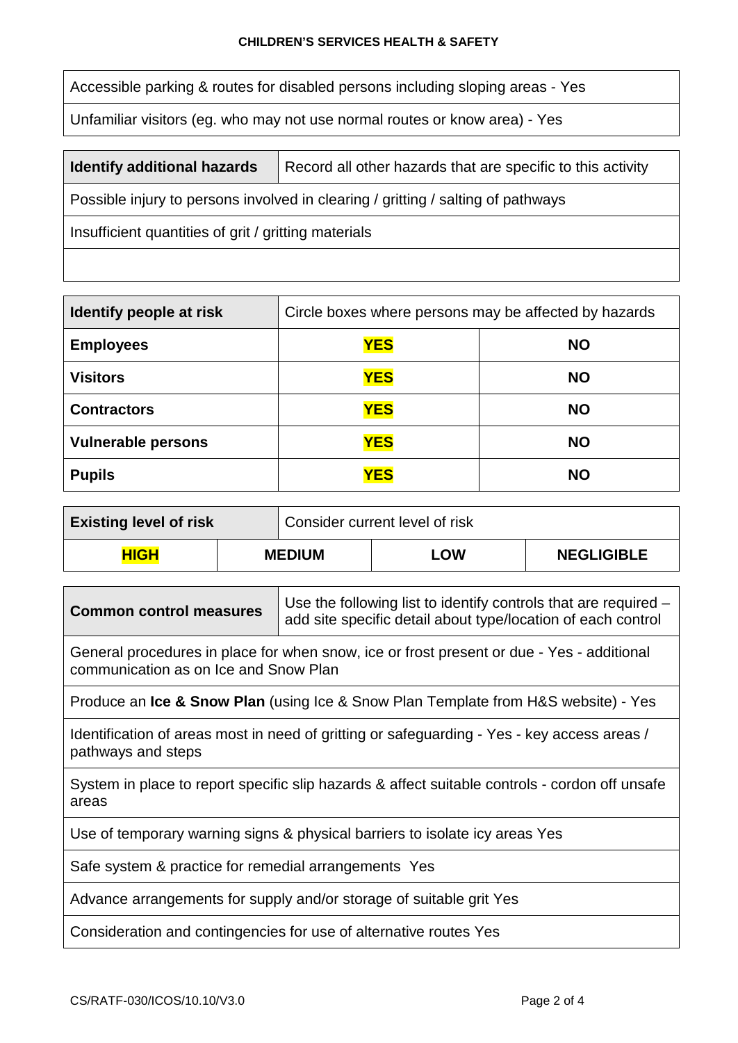| |
|---|
| Accessible parking & routes for disabled persons including sloping areas - Yes |
| Unfamiliar visitors (eg. who may not use normal routes or know area) - Yes |

| **Identify additional hazards** | Record all other hazards that are specific to this activity |
|---|---|
| Possible injury to persons involved in clearing / gritting / salting of pathways | |
| Insufficient quantities of grit / gritting materials | |
| | |

| **Identify people at risk** | Circle boxes where persons may be affected by hazards | |
|---|---|---|
| **Employees** | **YES** | **NO** |
| **Visitors** | **YES** | **NO** |
| **Contractors** | **YES** | **NO** |
| **Vulnerable persons** | **YES** | **NO** |
| **Pupils** | **YES** | **NO** |

| **Existing level of risk** | Consider current level of risk | | |
|---|---|---|---|
| **HIGH** | **MEDIUM** | **LOW** | **NEGLIGIBLE** |

| **Common control measures** | Use the following list to identify controls that are required – add site specific detail about type/location of each control |
|---|---|
| General procedures in place for when snow, ice or frost present or due - Yes - additional communication as on Ice and Snow Plan | |
| Produce an **Ice & Snow Plan** (using Ice & Snow Plan Template from H&S website) - Yes | |
| Identification of areas most in need of gritting or safeguarding - Yes - key access areas / pathways and steps | |
| System in place to report specific slip hazards & affect suitable controls - cordon off unsafe areas | |
| Use of temporary warning signs & physical barriers to isolate icy areas Yes | |
| Safe system & practice for remedial arrangements Yes | |
| Advance arrangements for supply and/or storage of suitable grit Yes | |
| Consideration and contingencies for use of alternative routes Yes | |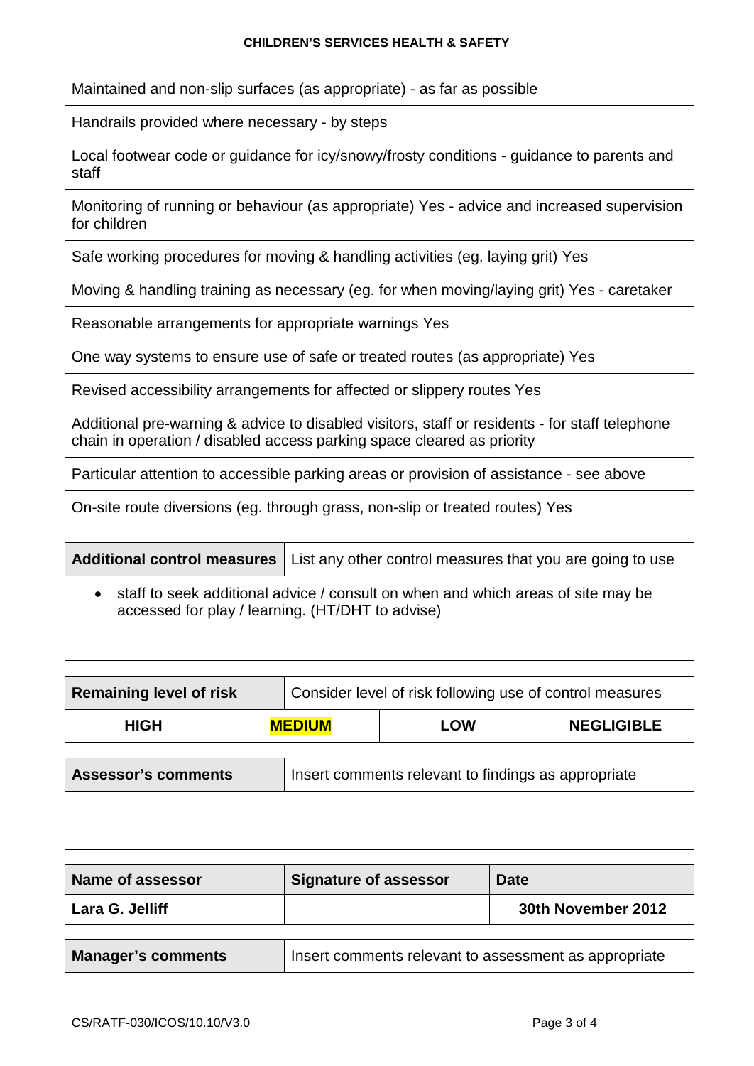| |
|---|
| Maintained and non-slip surfaces (as appropriate) - as far as possible |
| Handrails provided where necessary - by steps |
| Local footwear code or guidance for icy/snowy/frosty conditions - guidance to parents and staff |
| Monitoring of running or behaviour (as appropriate) Yes - advice and increased supervision for children |
| Safe working procedures for moving & handling activities (eg. laying grit) Yes |
| Moving & handling training as necessary (eg. for when moving/laying grit) Yes - caretaker |
| Reasonable arrangements for appropriate warnings Yes |
| One way systems to ensure use of safe or treated routes (as appropriate) Yes |
| Revised accessibility arrangements for affected or slippery routes Yes |
| Additional pre-warning & advice to disabled visitors, staff or residents - for staff telephone chain in operation / disabled access parking space cleared as priority |
| Particular attention to accessible parking areas or provision of assistance - see above |
| On-site route diversions (eg. through grass, non-slip or treated routes) Yes |

| **Additional control measures** | List any other control measures that you are going to use |
|---|---|
| • staff to seek additional advice / consult on when and which areas of site may be accessed for play / learning. (HT/DHT to advise) | |
| | |

| **Remaining level of risk** | Consider level of risk following use of control measures | | |
|---|---|---|---|
| **HIGH** | **MEDIUM** | **LOW** | **NEGLIGIBLE** |

| **Assessor's comments** | Insert comments relevant to findings as appropriate |
|---|---|
| | |

| **Name of assessor** | **Signature of assessor** | **Date** |
|---|---|---|
| **Lara G. Jelliff** | | **30th November 2012** |

| **Manager's comments** | Insert comments relevant to assessment as appropriate |
|---|---|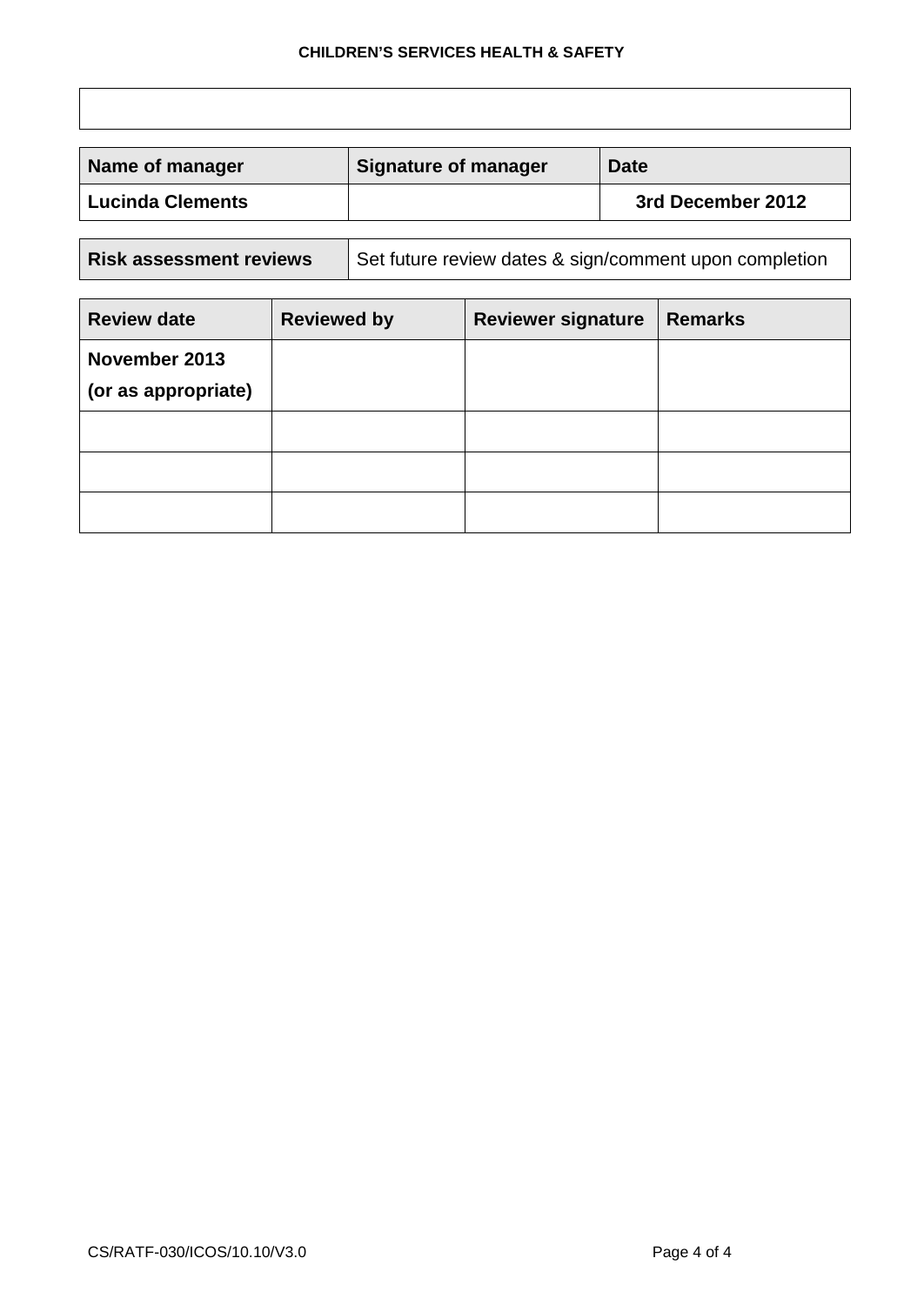| Name of manager | Signature of manager | Date |
|---|---|---|
| **Lucinda Clements** | | **3rd December 2012** |

| Risk assessment reviews | Set future review dates & sign/comment upon completion |
|---|---|

| Review date | Reviewed by | Reviewer signature | Remarks |
|---|---|---|---|
| **November 2013 (or as appropriate)** | | | |
| | | | |
| | | | |
| | | | |

CS/RATF-030/ICOS/10.10/V3.0